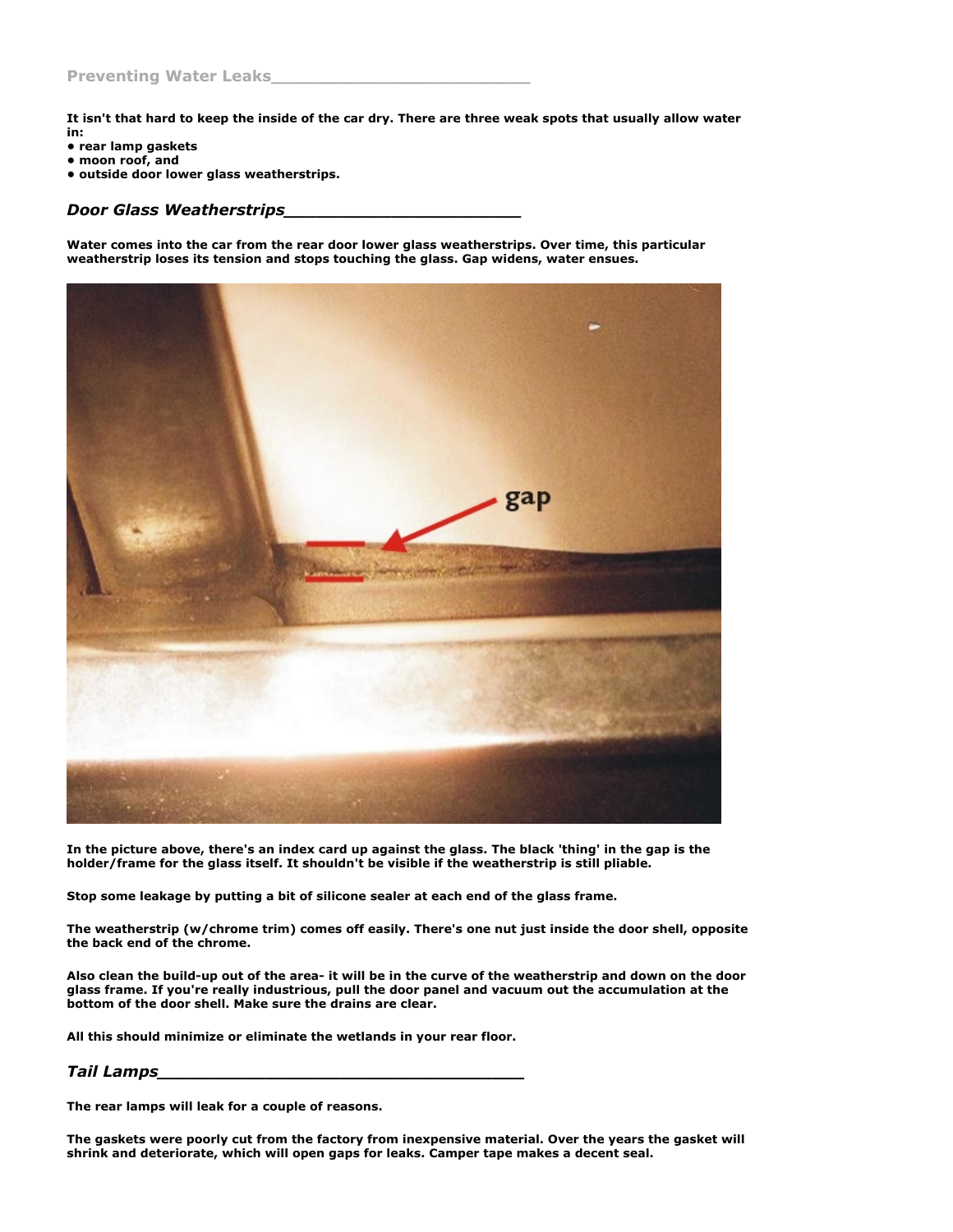## Preventing Water Leaks

**It isn't that hard to keep the inside of the car dry. There are three weak spots that usually allow water in:**

- **rear lamp gaskets**
- **moon roof, and**
- **outside door lower glass weatherstrips.**

### *Door Glass Weatherstrips*

**Water comes into the car from the rear door lower glass weatherstrips. Over time, this particular weatherstrip loses its tension and stops touching the glass. Gap widens, water ensues.**

**In the picture above, there's an index card up against the glass. The black 'thing' in the gap is the holder/frame for the glass itself. It shouldn't be visible if the weatherstrip is still pliable.**

**Stop some leakage by putting a bit of silicone sealer at each end of the glass frame.**

**The weatherstrip (w/chrome trim) comes off easily. There's one nut just inside the door shell, opposite the back end of the chrome.**

**Also clean the build-up out of the area- it will be in the curve of the weatherstrip and down on the door glass frame. If you're really industrious, pull the door panel and vacuum out the accumulation at the bottom of the door shell. Make sure the drains are clear.**

**All this should minimize or eliminate the wetlands in your rear floor.**

### *Tail Lamps*

**The rear lamps will leak for a couple of reasons.**

**The gaskets were poorly cut from the factory from inexpensive material. Over the years the gasket will shrink and deteriorate, which will open gaps for leaks. Camper tape makes a decent seal.**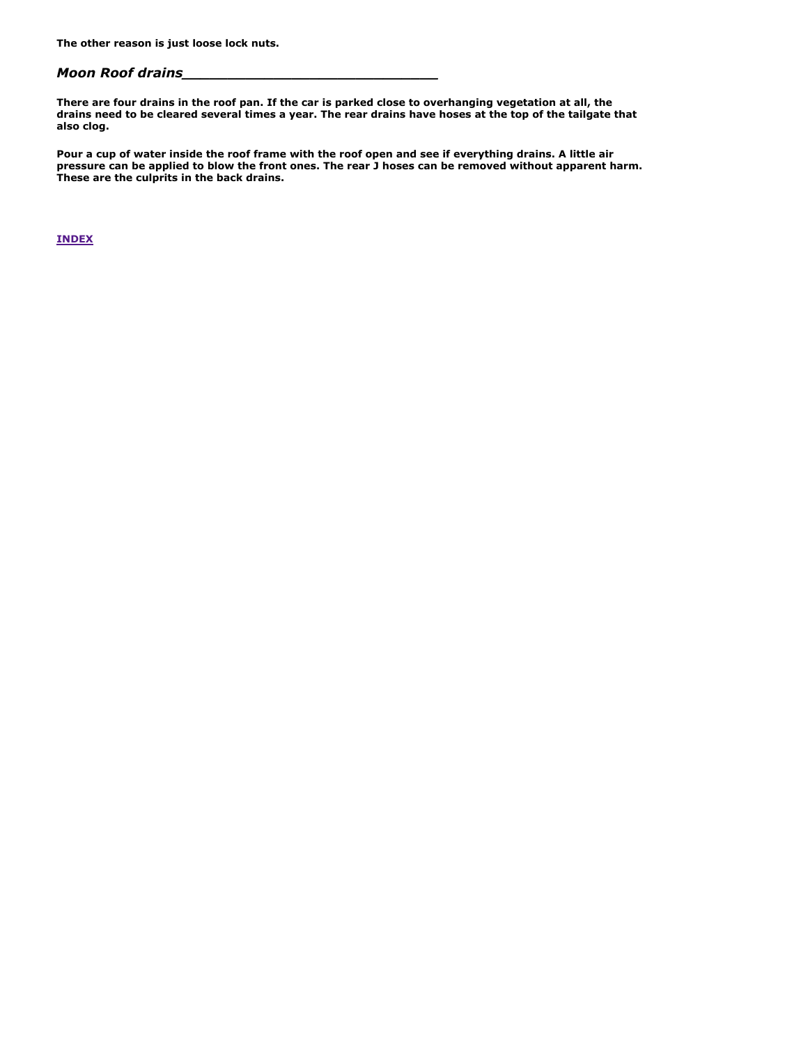**The other reason is just loose lock nuts.**

## *Moon Roof drains*______________________________

**There are four drains in the roof pan. If the car is parked close to overhanging vegetation at all, the drains need to be cleared several times a year. The rear drains have hoses at the top of the tailgate that also clog.**

**Pour a cup of water inside the roof frame with the roof open and see if everything drains. A little air pressure can be applied to blow the front ones. The rear J hoses can be removed without apparent harm. These are the culprits in the back drains.**

**INDEX**